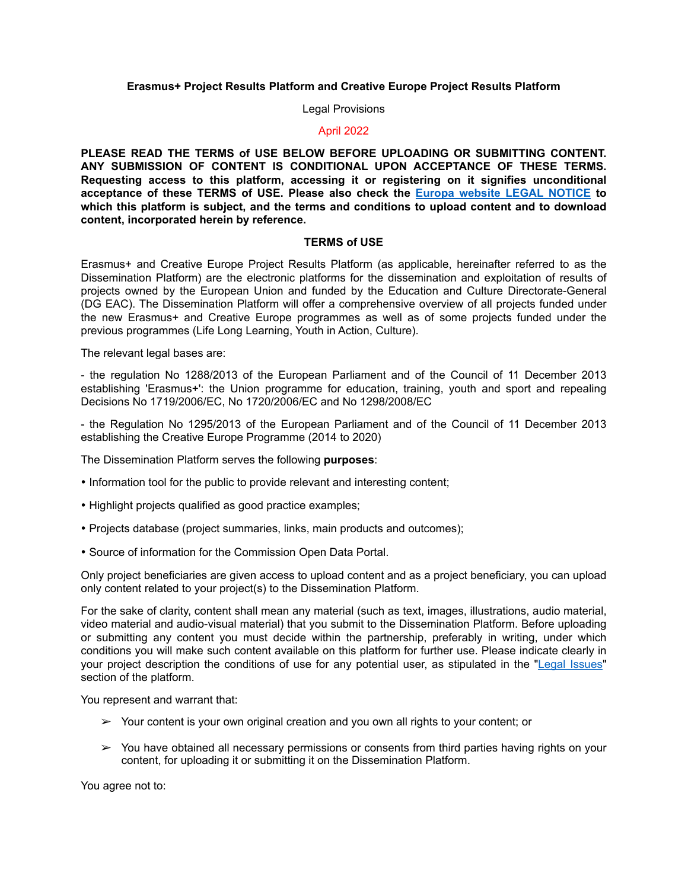**Erasmus+ Project Results Platform and Creative Europe Project Results Platform**

Legal Provisions

April 2022

**PLEASE READ THE TERMS of USE BELOW BEFORE UPLOADING OR SUBMITTING CONTENT. ANY SUBMISSION OF CONTENT IS CONDITIONAL UPON ACCEPTANCE OF THESE TERMS. Requesting access to this platform, accessing it or registering on it signifies unconditional acceptance of these TERMS of USE. Please also check the Europa website LEGAL NOTICE to which this platform is subject, and the terms and conditions to upload content and to download content, incorporated herein by reference.**

**TERMS of USE**

Erasmus+ and Creative Europe Project Results Platform (as applicable, hereinafter referred to as the Dissemination Platform) are the electronic platforms for the dissemination and exploitation of results of projects owned by the European Union and funded by the Education and Culture Directorate-General (DG EAC). The Dissemination Platform will offer a comprehensive overview of all projects funded under the new Erasmus+ and Creative Europe programmes as well as of some projects funded under the previous programmes (Life Long Learning, Youth in Action, Culture).

The relevant legal bases are:

- the regulation No 1288/2013 of the European Parliament and of the Council of 11 December 2013 establishing 'Erasmus+': the Union programme for education, training, youth and sport and repealing Decisions No 1719/2006/EC, No 1720/2006/EC and No 1298/2008/EC

- the Regulation No 1295/2013 of the European Parliament and of the Council of 11 December 2013 establishing the Creative Europe Programme (2014 to 2020)

The Dissemination Platform serves the following **purposes**:

- Information tool for the public to provide relevant and interesting content;
- Highlight projects qualified as good practice examples;
- Projects database (project summaries, links, main products and outcomes);
- Source of information for the Commission Open Data Portal.

Only project beneficiaries are given access to upload content and as a project beneficiary, you can upload only content related to your project(s) to the Dissemination Platform.

For the sake of clarity, content shall mean any material (such as text, images, illustrations, audio material, video material and audio-visual material) that you submit to the Dissemination Platform. Before uploading or submitting any content you must decide within the partnership, preferably in writing, under which conditions you will make such content available on this platform for further use. Please indicate clearly in your project description the conditions of use for any potential user, as stipulated in the "Legal Issues" section of the platform.

You represent and warrant that:

- Your content is your own original creation and you own all rights to your content; or
- You have obtained all necessary permissions or consents from third parties having rights on your content, for uploading it or submitting it on the Dissemination Platform.

You agree not to: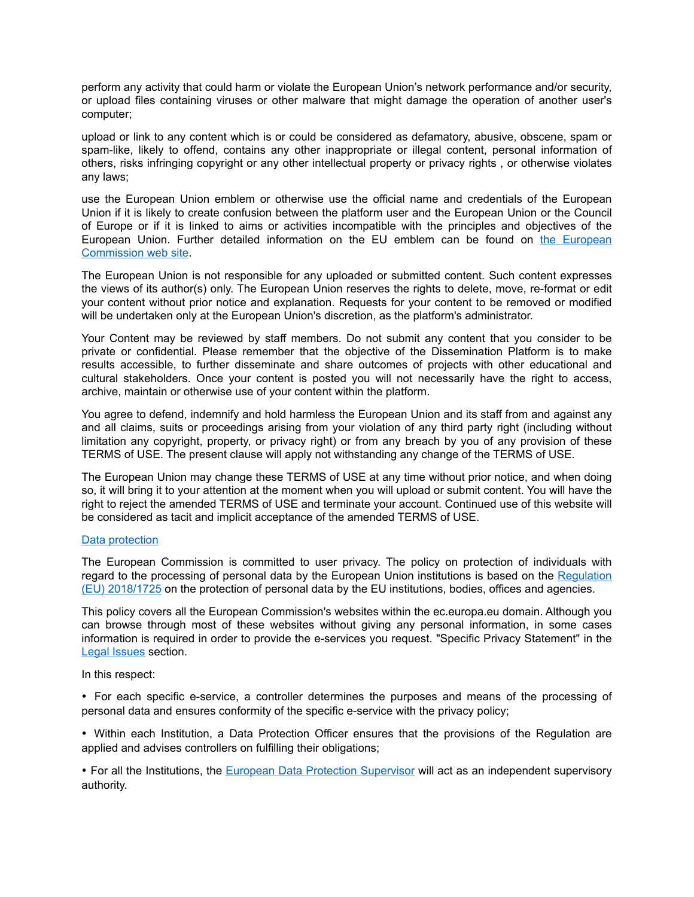perform any activity that could harm or violate the European Union's network performance and/or security, or upload files containing viruses or other malware that might damage the operation of another user's computer;

upload or link to any content which is or could be considered as defamatory, abusive, obscene, spam or spam-like, likely to offend, contains any other inappropriate or illegal content, personal information of others, risks infringing copyright or any other intellectual property or privacy rights , or otherwise violates any laws;

use the European Union emblem or otherwise use the official name and credentials of the European Union if it is likely to create confusion between the platform user and the European Union or the Council of Europe or if it is linked to aims or activities incompatible with the principles and objectives of the European Union. Further detailed information on the EU emblem can be found on [the European Commission web site].

The European Union is not responsible for any uploaded or submitted content. Such content expresses the views of its author(s) only. The European Union reserves the rights to delete, move, re-format or edit your content without prior notice and explanation. Requests for your content to be removed or modified will be undertaken only at the European Union's discretion, as the platform's administrator.

Your Content may be reviewed by staff members. Do not submit any content that you consider to be private or confidential. Please remember that the objective of the Dissemination Platform is to make results accessible, to further disseminate and share outcomes of projects with other educational and cultural stakeholders. Once your content is posted you will not necessarily have the right to access, archive, maintain or otherwise use of your content within the platform.

You agree to defend, indemnify and hold harmless the European Union and its staff from and against any and all claims, suits or proceedings arising from your violation of any third party right (including without limitation any copyright, property, or privacy right) or from any breach by you of any provision of these TERMS of USE. The present clause will apply not withstanding any change of the TERMS of USE.

The European Union may change these TERMS of USE at any time without prior notice, and when doing so, it will bring it to your attention at the moment when you will upload or submit content. You will have the right to reject the amended TERMS of USE and terminate your account. Continued use of this website will be considered as tacit and implicit acceptance of the amended TERMS of USE.

[Data protection]

The European Commission is committed to user privacy. The policy on protection of individuals with regard to the processing of personal data by the European Union institutions is based on the [Regulation (EU) 2018/1725] on the protection of personal data by the EU institutions, bodies, offices and agencies.

This policy covers all the European Commission's websites within the ec.europa.eu domain. Although you can browse through most of these websites without giving any personal information, in some cases information is required in order to provide the e-services you request. "Specific Privacy Statement" in the [Legal Issues] section.

In this respect:

- For each specific e-service, a controller determines the purposes and means of the processing of personal data and ensures conformity of the specific e-service with the privacy policy;
- Within each Institution, a Data Protection Officer ensures that the provisions of the Regulation are applied and advises controllers on fulfilling their obligations;
- For all the Institutions, the [European Data Protection Supervisor] will act as an independent supervisory authority.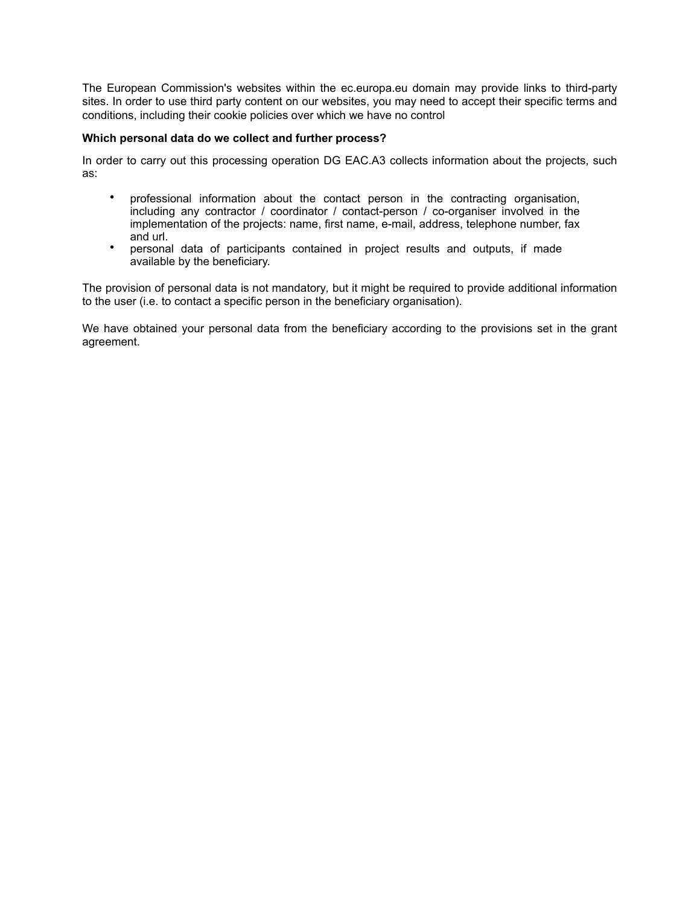The European Commission's websites within the ec.europa.eu domain may provide links to third-party sites. In order to use third party content on our websites, you may need to accept their specific terms and conditions, including their cookie policies over which we have no control

**Which personal data do we collect and further process?**

In order to carry out this processing operation DG EAC.A3 collects information about the projects, such as:

- professional information about the contact person in the contracting organisation, including any contractor / coordinator / contact-person / co-organiser involved in the implementation of the projects: name, first name, e-mail, address, telephone number, fax and url.
- personal data of participants contained in project results and outputs, if made available by the beneficiary.

The provision of personal data is not mandatory*,* but it might be required to provide additional information to the user (i.e. to contact a specific person in the beneficiary organisation).

We have obtained your personal data from the beneficiary according to the provisions set in the grant agreement.